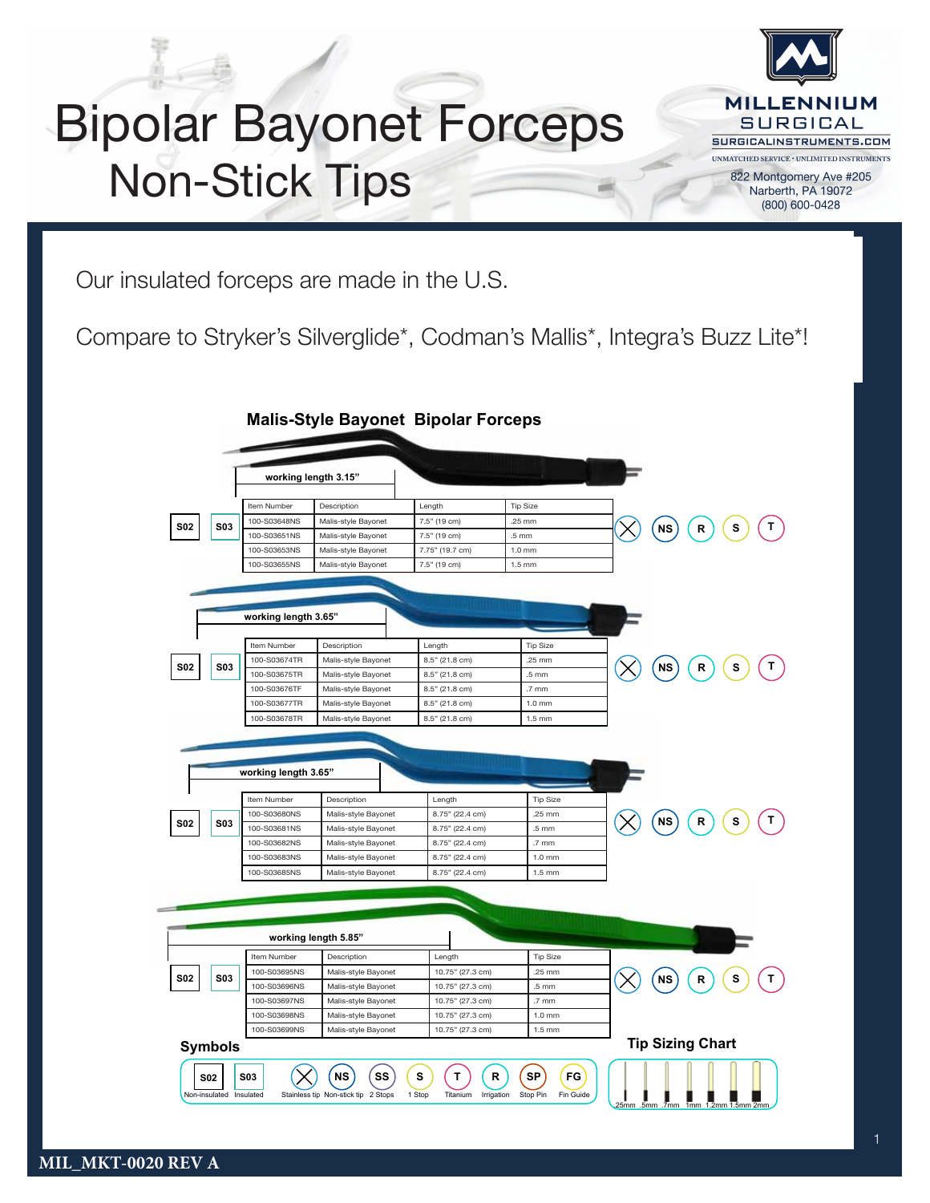# Bipolar Bayonet Forceps
## Non-Stick Tips

**MILLENNIUM SURGICAL**
SURGICALINSTRUMENTS.COM
UNMATCHED SERVICE • UNLIMITED INSTRUMENTS
822 Montgomery Ave #205
Narberth, PA 19072
(800) 600-0428

Our insulated forceps are made in the U.S.

Compare to Stryker's Silverglide*, Codman's Mallis*, Integra's Buzz Lite*!

### Malis-Style Bayonet Bipolar Forceps

working length 3.15"

S02 S03

| Item Number | Description | Length | Tip Size |
|---|---|---|---|
| 100-S03648NS | Malis-style Bayonet | 7.5" (19 cm) | .25 mm |
| 100-S03651NS | Malis-style Bayonet | 7.5" (19 cm) | .5 mm |
| 100-S03653NS | Malis-style Bayonet | 7.75" (19.7 cm) | 1.0 mm |
| 100-S03655NS | Malis-style Bayonet | 7.5" (19 cm) | 1.5 mm |

(X) NS R S T

working length 3.65"

S02 S03

| Item Number | Description | Length | Tip Size |
|---|---|---|---|
| 100-S03674TR | Malis-style Bayonet | 8.5" (21.8 cm) | .25 mm |
| 100-S03675TR | Malis-style Bayonet | 8.5" (21.8 cm) | .5 mm |
| 100-S03676TF | Malis-style Bayonet | 8.5" (21.8 cm) | .7 mm |
| 100-S03677TR | Malis-style Bayonet | 8.5" (21.8 cm) | 1.0 mm |
| 100-S03678TR | Malis-style Bayonet | 8.5" (21.8 cm) | 1.5 mm |

(X) NS R S T

working length 3.65"

S02 S03

| Item Number | Description | Length | Tip Size |
|---|---|---|---|
| 100-S03680NS | Malis-style Bayonet | 8.75" (22.4 cm) | .25 mm |
| 100-S03681NS | Malis-style Bayonet | 8.75" (22.4 cm) | .5 mm |
| 100-S03682NS | Malis-style Bayonet | 8.75" (22.4 cm) | .7 mm |
| 100-S03683NS | Malis-style Bayonet | 8.75" (22.4 cm) | 1.0 mm |
| 100-S03685NS | Malis-style Bayonet | 8.75" (22.4 cm) | 1.5 mm |

(X) NS R S T

working length 5.85"

S02 S03

| Item Number | Description | Length | Tip Size |
|---|---|---|---|
| 100-S03695NS | Malis-style Bayonet | 10.75" (27.3 cm) | .25 mm |
| 100-S03696NS | Malis-style Bayonet | 10.75" (27.3 cm) | .5 mm |
| 100-S03697NS | Malis-style Bayonet | 10.75" (27.3 cm) | .7 mm |
| 100-S03698NS | Malis-style Bayonet | 10.75" (27.3 cm) | 1.0 mm |
| 100-S03699NS | Malis-style Bayonet | 10.75" (27.3 cm) | 1.5 mm |

(X) NS R S T

### Symbols

- S02 – Non-insulated
- S03 – Insulated
- (X) – Stainless tip
- NS – Non-stick tip
- SS – 2 Stops
- S – 1 Stop
- T – Titanium
- R – Irrigation
- SP – Stop Pin
- FG – Fin Guide

### Tip Sizing Chart

.25mm .5mm .7mm 1mm 1.2mm 1.5mm 2mm

MIL_MKT-0020 REV A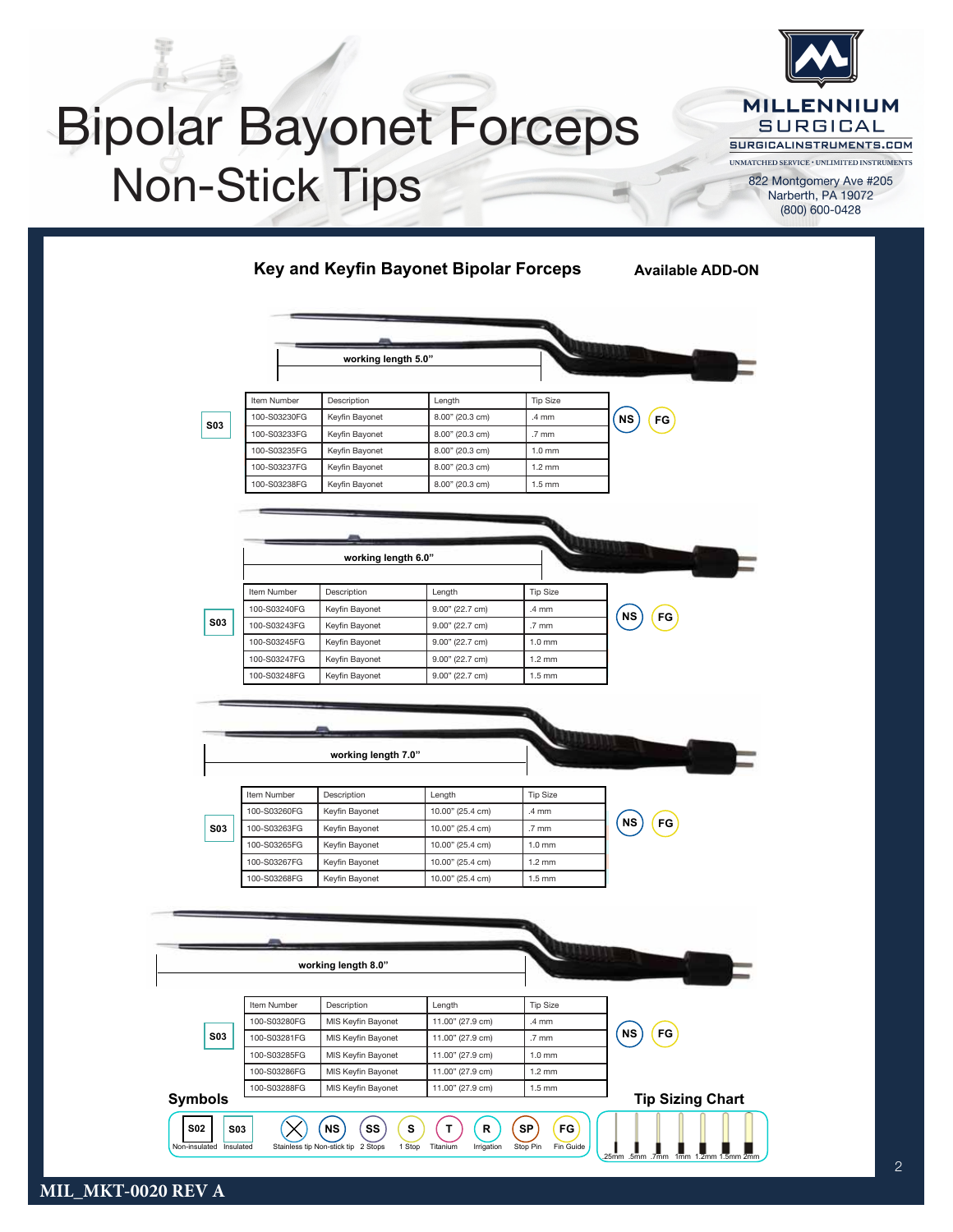# Bipolar Bayonet Forceps
## Non-Stick Tips

MILLENNIUM SURGICAL
SURGICALINSTRUMENTS.COM
UNMATCHED SERVICE • UNLIMITED INSTRUMENTS
822 Montgomery Ave #205
Narberth, PA 19072
(800) 600-0428

### Key and Keyfin Bayonet Bipolar Forceps

**Available ADD-ON**

working length 5.0"

S03

| Item Number | Description | Length | Tip Size |
|---|---|---|---|
| 100-S03230FG | Keyfin Bayonet | 8.00" (20.3 cm) | .4 mm |
| 100-S03233FG | Keyfin Bayonet | 8.00" (20.3 cm) | .7 mm |
| 100-S03235FG | Keyfin Bayonet | 8.00" (20.3 cm) | 1.0 mm |
| 100-S03237FG | Keyfin Bayonet | 8.00" (20.3 cm) | 1.2 mm |
| 100-S03238FG | Keyfin Bayonet | 8.00" (20.3 cm) | 1.5 mm |

NS FG

working length 6.0"

S03

| Item Number | Description | Length | Tip Size |
|---|---|---|---|
| 100-S03240FG | Keyfin Bayonet | 9.00" (22.7 cm) | .4 mm |
| 100-S03243FG | Keyfin Bayonet | 9.00" (22.7 cm) | .7 mm |
| 100-S03245FG | Keyfin Bayonet | 9.00" (22.7 cm) | 1.0 mm |
| 100-S03247FG | Keyfin Bayonet | 9.00" (22.7 cm) | 1.2 mm |
| 100-S03248FG | Keyfin Bayonet | 9.00" (22.7 cm) | 1.5 mm |

NS FG

working length 7.0"

S03

| Item Number | Description | Length | Tip Size |
|---|---|---|---|
| 100-S03260FG | Keyfin Bayonet | 10.00" (25.4 cm) | .4 mm |
| 100-S03263FG | Keyfin Bayonet | 10.00" (25.4 cm) | .7 mm |
| 100-S03265FG | Keyfin Bayonet | 10.00" (25.4 cm) | 1.0 mm |
| 100-S03267FG | Keyfin Bayonet | 10.00" (25.4 cm) | 1.2 mm |
| 100-S03268FG | Keyfin Bayonet | 10.00" (25.4 cm) | 1.5 mm |

NS FG

working length 8.0"

S03

| Item Number | Description | Length | Tip Size |
|---|---|---|---|
| 100-S03280FG | MIS Keyfin Bayonet | 11.00" (27.9 cm) | .4 mm |
| 100-S03281FG | MIS Keyfin Bayonet | 11.00" (27.9 cm) | .7 mm |
| 100-S03285FG | MIS Keyfin Bayonet | 11.00" (27.9 cm) | 1.0 mm |
| 100-S03286FG | MIS Keyfin Bayonet | 11.00" (27.9 cm) | 1.2 mm |
| 100-S03288FG | MIS Keyfin Bayonet | 11.00" (27.9 cm) | 1.5 mm |

NS FG

### Symbols

S02 Non-insulated · S03 Insulated · Stainless tip · NS Non-stick tip · SS 2 Stops · S 1 Stop · T Titanium · R Irrigation · SP Stop Pin · FG Fin Guide

### Tip Sizing Chart

.25mm .5mm .7mm 1mm 1.2mm 1.5mm 2mm

MIL_MKT-0020 REV A